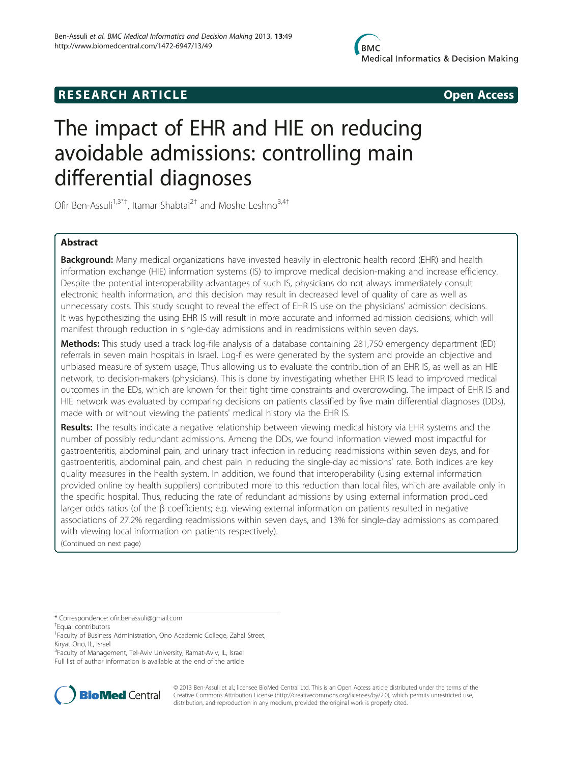RESEARCH ARTICLE **Open Access**

# The impact of EHR and HIE on reducing avoidable admissions: controlling main differential diagnoses

Ofir Ben-Assuli[1,3*†], Itamar Shabtai[2†] and Moshe Leshno[3,4†]

## Abstract

**Background:** Many medical organizations have invested heavily in electronic health record (EHR) and health information exchange (HIE) information systems (IS) to improve medical decision-making and increase efficiency. Despite the potential interoperability advantages of such IS, physicians do not always immediately consult electronic health information, and this decision may result in decreased level of quality of care as well as unnecessary costs. This study sought to reveal the effect of EHR IS use on the physicians' admission decisions. It was hypothesizing the using EHR IS will result in more accurate and informed admission decisions, which will manifest through reduction in single-day admissions and in readmissions within seven days.

**Methods:** This study used a track log-file analysis of a database containing 281,750 emergency department (ED) referrals in seven main hospitals in Israel. Log-files were generated by the system and provide an objective and unbiased measure of system usage, Thus allowing us to evaluate the contribution of an EHR IS, as well as an HIE network, to decision-makers (physicians). This is done by investigating whether EHR IS lead to improved medical outcomes in the EDs, which are known for their tight time constraints and overcrowding. The impact of EHR IS and HIE network was evaluated by comparing decisions on patients classified by five main differential diagnoses (DDs), made with or without viewing the patients' medical history via the EHR IS.

**Results:** The results indicate a negative relationship between viewing medical history via EHR systems and the number of possibly redundant admissions. Among the DDs, we found information viewed most impactful for gastroenteritis, abdominal pain, and urinary tract infection in reducing readmissions within seven days, and for gastroenteritis, abdominal pain, and chest pain in reducing the single-day admissions' rate. Both indices are key quality measures in the health system. In addition, we found that interoperability (using external information provided online by health suppliers) contributed more to this reduction than local files, which are available only in the specific hospital. Thus, reducing the rate of redundant admissions by using external information produced larger odds ratios (of the β coefficients; e.g. viewing external information on patients resulted in negative associations of 27.2% regarding readmissions within seven days, and 13% for single-day admissions as compared with viewing local information on patients respectively).

(Continued on next page)

---

* Correspondence: ofir.benassuli@gmail.com

†Equal contributors

[1]Faculty of Business Administration, Ono Academic College, Zahal Street, Kiryat Ono, IL, Israel

[3]Faculty of Management, Tel-Aviv University, Ramat-Aviv, IL, Israel

Full list of author information is available at the end of the article

© 2013 Ben-Assuli et al.; licensee BioMed Central Ltd. This is an Open Access article distributed under the terms of the Creative Commons Attribution License (http://creativecommons.org/licenses/by/2.0), which permits unrestricted use, distribution, and reproduction in any medium, provided the original work is properly cited.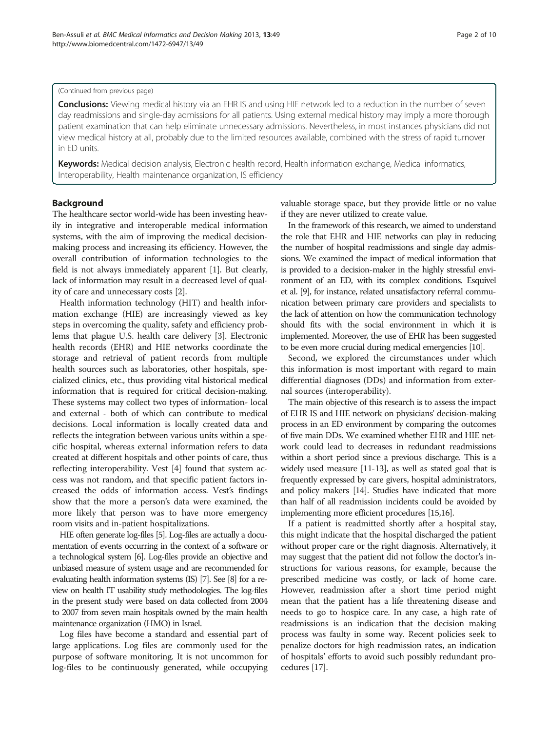(Continued from previous page)

**Conclusions:** Viewing medical history via an EHR IS and using HIE network led to a reduction in the number of seven day readmissions and single-day admissions for all patients. Using external medical history may imply a more thorough patient examination that can help eliminate unnecessary admissions. Nevertheless, in most instances physicians did not view medical history at all, probably due to the limited resources available, combined with the stress of rapid turnover in ED units.

**Keywords:** Medical decision analysis, Electronic health record, Health information exchange, Medical informatics, Interoperability, Health maintenance organization, IS efficiency

## Background

The healthcare sector world-wide has been investing heavily in integrative and interoperable medical information systems, with the aim of improving the medical decision-making process and increasing its efficiency. However, the overall contribution of information technologies to the field is not always immediately apparent [1]. But clearly, lack of information may result in a decreased level of quality of care and unnecessary costs [2].

Health information technology (HIT) and health information exchange (HIE) are increasingly viewed as key steps in overcoming the quality, safety and efficiency problems that plague U.S. health care delivery [3]. Electronic health records (EHR) and HIE networks coordinate the storage and retrieval of patient records from multiple health sources such as laboratories, other hospitals, specialized clinics, etc., thus providing vital historical medical information that is required for critical decision-making. These systems may collect two types of information- local and external - both of which can contribute to medical decisions. Local information is locally created data and reflects the integration between various units within a specific hospital, whereas external information refers to data created at different hospitals and other points of care, thus reflecting interoperability. Vest [4] found that system access was not random, and that specific patient factors increased the odds of information access. Vest's findings show that the more a person's data were examined, the more likely that person was to have more emergency room visits and in-patient hospitalizations.

HIE often generate log-files [5]. Log-files are actually a documentation of events occurring in the context of a software or a technological system [6]. Log-files provide an objective and unbiased measure of system usage and are recommended for evaluating health information systems (IS) [7]. See [8] for a review on health IT usability study methodologies. The log-files in the present study were based on data collected from 2004 to 2007 from seven main hospitals owned by the main health maintenance organization (HMO) in Israel.

Log files have become a standard and essential part of large applications. Log files are commonly used for the purpose of software monitoring. It is not uncommon for log-files to be continuously generated, while occupying valuable storage space, but they provide little or no value if they are never utilized to create value.

In the framework of this research, we aimed to understand the role that EHR and HIE networks can play in reducing the number of hospital readmissions and single day admissions. We examined the impact of medical information that is provided to a decision-maker in the highly stressful environment of an ED, with its complex conditions. Esquivel et al. [9], for instance, related unsatisfactory referral communication between primary care providers and specialists to the lack of attention on how the communication technology should fits with the social environment in which it is implemented. Moreover, the use of EHR has been suggested to be even more crucial during medical emergencies [10].

Second, we explored the circumstances under which this information is most important with regard to main differential diagnoses (DDs) and information from external sources (interoperability).

The main objective of this research is to assess the impact of EHR IS and HIE network on physicians' decision-making process in an ED environment by comparing the outcomes of five main DDs. We examined whether EHR and HIE network could lead to decreases in redundant readmissions within a short period since a previous discharge. This is a widely used measure [11-13], as well as stated goal that is frequently expressed by care givers, hospital administrators, and policy makers [14]. Studies have indicated that more than half of all readmission incidents could be avoided by implementing more efficient procedures [15,16].

If a patient is readmitted shortly after a hospital stay, this might indicate that the hospital discharged the patient without proper care or the right diagnosis. Alternatively, it may suggest that the patient did not follow the doctor's instructions for various reasons, for example, because the prescribed medicine was costly, or lack of home care. However, readmission after a short time period might mean that the patient has a life threatening disease and needs to go to hospice care. In any case, a high rate of readmissions is an indication that the decision making process was faulty in some way. Recent policies seek to penalize doctors for high readmission rates, an indication of hospitals' efforts to avoid such possibly redundant procedures [17].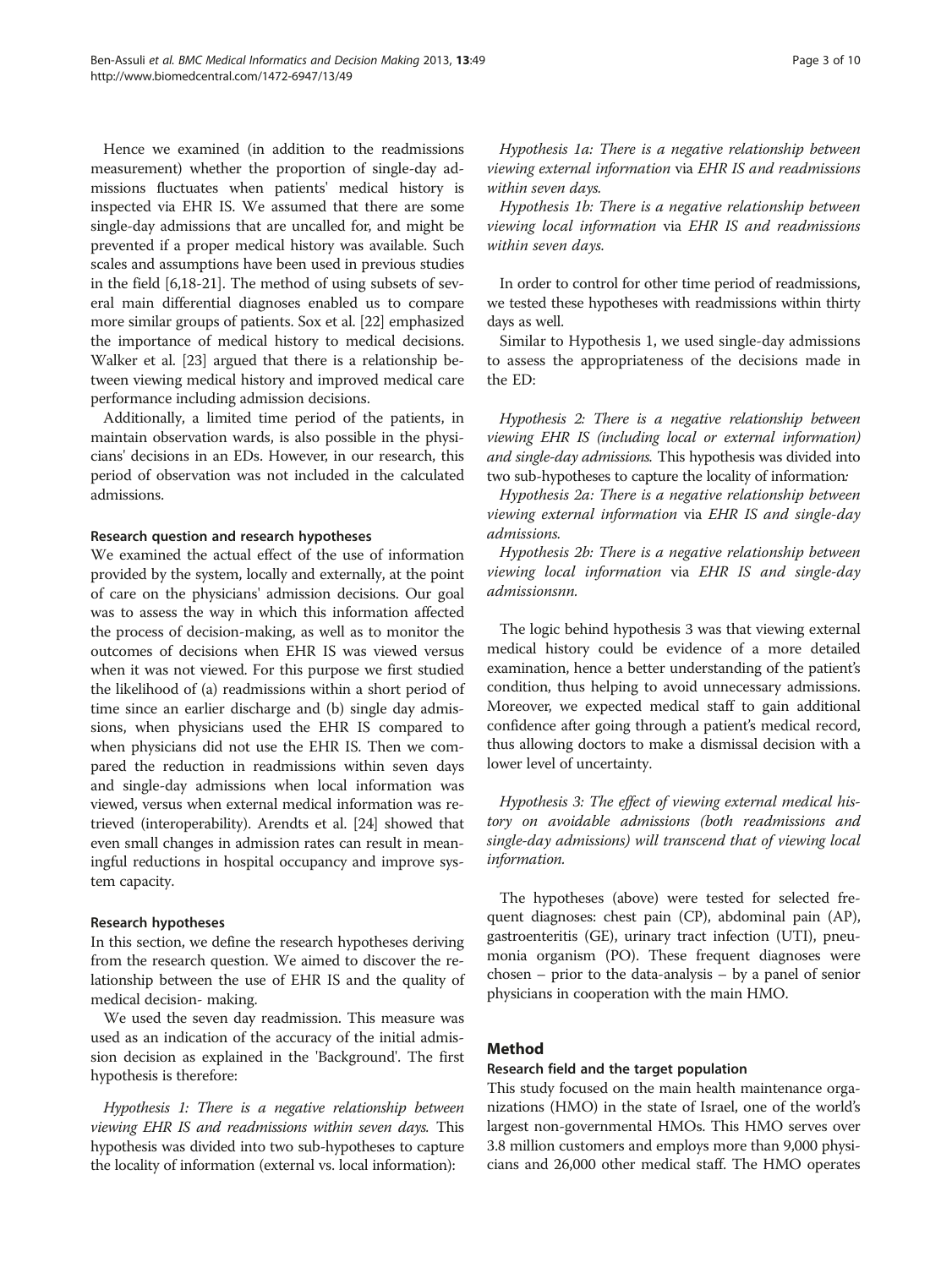Hence we examined (in addition to the readmissions measurement) whether the proportion of single-day admissions fluctuates when patients' medical history is inspected via EHR IS. We assumed that there are some single-day admissions that are uncalled for, and might be prevented if a proper medical history was available. Such scales and assumptions have been used in previous studies in the field [6,18-21]. The method of using subsets of several main differential diagnoses enabled us to compare more similar groups of patients. Sox et al. [22] emphasized the importance of medical history to medical decisions. Walker et al. [23] argued that there is a relationship between viewing medical history and improved medical care performance including admission decisions.

Additionally, a limited time period of the patients, in maintain observation wards, is also possible in the physicians' decisions in an EDs. However, in our research, this period of observation was not included in the calculated admissions.

### Research question and research hypotheses

We examined the actual effect of the use of information provided by the system, locally and externally, at the point of care on the physicians' admission decisions. Our goal was to assess the way in which this information affected the process of decision-making, as well as to monitor the outcomes of decisions when EHR IS was viewed versus when it was not viewed. For this purpose we first studied the likelihood of (a) readmissions within a short period of time since an earlier discharge and (b) single day admissions, when physicians used the EHR IS compared to when physicians did not use the EHR IS. Then we compared the reduction in readmissions within seven days and single-day admissions when local information was viewed, versus when external medical information was retrieved (interoperability). Arendts et al. [24] showed that even small changes in admission rates can result in meaningful reductions in hospital occupancy and improve system capacity.

### Research hypotheses

In this section, we define the research hypotheses deriving from the research question. We aimed to discover the relationship between the use of EHR IS and the quality of medical decision- making.

We used the seven day readmission. This measure was used as an indication of the accuracy of the initial admission decision as explained in the 'Background'. The first hypothesis is therefore:

*Hypothesis 1: There is a negative relationship between viewing EHR IS and readmissions within seven days.* This hypothesis was divided into two sub-hypotheses to capture the locality of information (external vs. local information):

*Hypothesis 1a: There is a negative relationship between viewing external information via EHR IS and readmissions within seven days.*

*Hypothesis 1b: There is a negative relationship between viewing local information via EHR IS and readmissions within seven days.*

In order to control for other time period of readmissions, we tested these hypotheses with readmissions within thirty days as well.

Similar to Hypothesis 1, we used single-day admissions to assess the appropriateness of the decisions made in the ED:

*Hypothesis 2: There is a negative relationship between viewing EHR IS (including local or external information) and single-day admissions.* This hypothesis was divided into two sub-hypotheses to capture the locality of information*:*

*Hypothesis 2a: There is a negative relationship between viewing external information via EHR IS and single-day admissions.*

*Hypothesis 2b: There is a negative relationship between viewing local information via EHR IS and single-day admissionsnn.*

The logic behind hypothesis 3 was that viewing external medical history could be evidence of a more detailed examination, hence a better understanding of the patient's condition, thus helping to avoid unnecessary admissions. Moreover, we expected medical staff to gain additional confidence after going through a patient's medical record, thus allowing doctors to make a dismissal decision with a lower level of uncertainty.

*Hypothesis 3: The effect of viewing external medical history on avoidable admissions (both readmissions and single-day admissions) will transcend that of viewing local information.*

The hypotheses (above) were tested for selected frequent diagnoses: chest pain (CP), abdominal pain (AP), gastroenteritis (GE), urinary tract infection (UTI), pneumonia organism (PO). These frequent diagnoses were chosen – prior to the data-analysis – by a panel of senior physicians in cooperation with the main HMO.

## Method

### Research field and the target population

This study focused on the main health maintenance organizations (HMO) in the state of Israel, one of the world's largest non-governmental HMOs. This HMO serves over 3.8 million customers and employs more than 9,000 physicians and 26,000 other medical staff. The HMO operates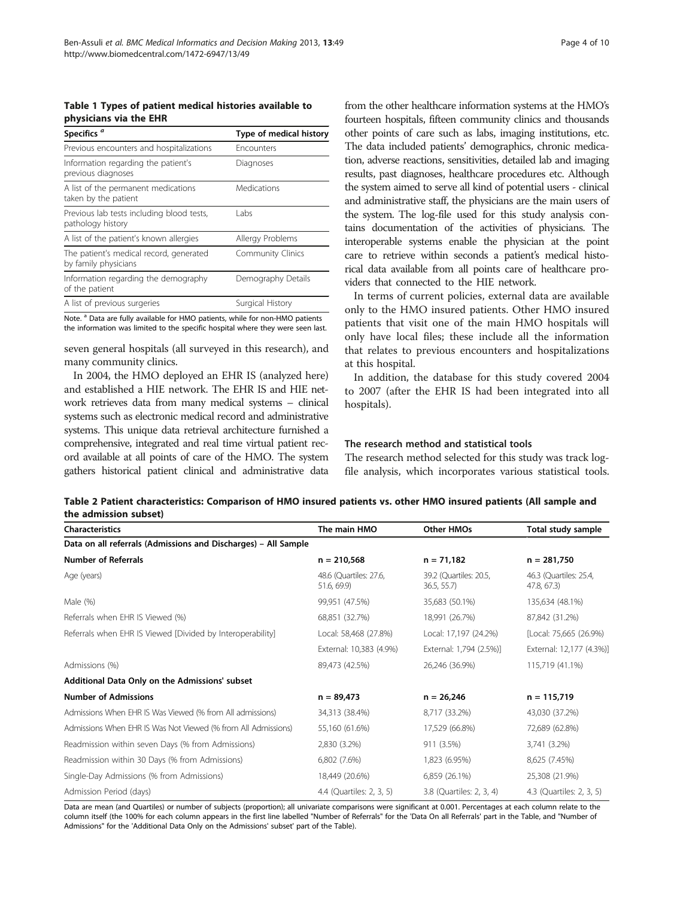**Table 1 Types of patient medical histories available to physicians via the EHR**

| Specifics [a] | Type of medical history |
|---|---|
| Previous encounters and hospitalizations | Encounters |
| Information regarding the patient's previous diagnoses | Diagnoses |
| A list of the permanent medications taken by the patient | Medications |
| Previous lab tests including blood tests, pathology history | Labs |
| A list of the patient's known allergies | Allergy Problems |
| The patient's medical record, generated by family physicians | Community Clinics |
| Information regarding the demography of the patient | Demography Details |
| A list of previous surgeries | Surgical History |

Note. [a] Data are fully available for HMO patients, while for non-HMO patients the information was limited to the specific hospital where they were seen last.

seven general hospitals (all surveyed in this research), and many community clinics.

In 2004, the HMO deployed an EHR IS (analyzed here) and established a HIE network. The EHR IS and HIE network retrieves data from many medical systems – clinical systems such as electronic medical record and administrative systems. This unique data retrieval architecture furnished a comprehensive, integrated and real time virtual patient record available at all points of care of the HMO. The system gathers historical patient clinical and administrative data from the other healthcare information systems at the HMO's fourteen hospitals, fifteen community clinics and thousands other points of care such as labs, imaging institutions, etc. The data included patients' demographics, chronic medication, adverse reactions, sensitivities, detailed lab and imaging results, past diagnoses, healthcare procedures etc. Although the system aimed to serve all kind of potential users - clinical and administrative staff, the physicians are the main users of the system. The log-file used for this study analysis contains documentation of the activities of physicians. The interoperable systems enable the physician at the point care to retrieve within seconds a patient's medical historical data available from all points care of healthcare providers that connected to the HIE network.

In terms of current policies, external data are available only to the HMO insured patients. Other HMO insured patients that visit one of the main HMO hospitals will only have local files; these include all the information that relates to previous encounters and hospitalizations at this hospital.

In addition, the database for this study covered 2004 to 2007 (after the EHR IS had been integrated into all hospitals).

### The research method and statistical tools

The research method selected for this study was track log-file analysis, which incorporates various statistical tools.

**Table 2 Patient characteristics: Comparison of HMO insured patients vs. other HMO insured patients (All sample and the admission subset)**

| Characteristics | The main HMO | Other HMOs | Total study sample |
|---|---|---|---|
| **Data on all referrals (Admissions and Discharges) – All Sample** | | | |
| **Number of Referrals** | **n = 210,568** | **n = 71,182** | **n = 281,750** |
| Age (years) | 48.6 (Quartiles: 27.6, 51.6, 69.9) | 39.2 (Quartiles: 20.5, 36.5, 55.7) | 46.3 (Quartiles: 25.4, 47.8, 67.3) |
| Male (%) | 99,951 (47.5%) | 35,683 (50.1%) | 135,634 (48.1%) |
| Referrals when EHR IS Viewed (%) | 68,851 (32.7%) | 18,991 (26.7%) | 87,842 (31.2%) |
| Referrals when EHR IS Viewed [Divided by Interoperability] | Local: 58,468 (27.8%) | Local: 17,197 (24.2%) | [Local: 75,665 (26.9%) |
| | External: 10,383 (4.9%) | External: 1,794 (2.5%)] | External: 12,177 (4.3%)] |
| Admissions (%) | 89,473 (42.5%) | 26,246 (36.9%) | 115,719 (41.1%) |
| **Additional Data Only on the Admissions' subset** | | | |
| **Number of Admissions** | **n = 89,473** | **n = 26,246** | **n = 115,719** |
| Admissions When EHR IS Was Viewed (% from All admissions) | 34,313 (38.4%) | 8,717 (33.2%) | 43,030 (37.2%) |
| Admissions When EHR IS Was Not Viewed (% from All Admissions) | 55,160 (61.6%) | 17,529 (66.8%) | 72,689 (62.8%) |
| Readmission within seven Days (% from Admissions) | 2,830 (3.2%) | 911 (3.5%) | 3,741 (3.2%) |
| Readmission within 30 Days (% from Admissions) | 6,802 (7.6%) | 1,823 (6.95%) | 8,625 (7.45%) |
| Single-Day Admissions (% from Admissions) | 18,449 (20.6%) | 6,859 (26.1%) | 25,308 (21.9%) |
| Admission Period (days) | 4.4 (Quartiles: 2, 3, 5) | 3.8 (Quartiles: 2, 3, 4) | 4.3 (Quartiles: 2, 3, 5) |

Data are mean (and Quartiles) or number of subjects (proportion); all univariate comparisons were significant at 0.001. Percentages at each column relate to the column itself (the 100% for each column appears in the first line labelled "Number of Referrals" for the 'Data On all Referrals' part in the Table, and "Number of Admissions" for the 'Additional Data Only on the Admissions' subset' part of the Table).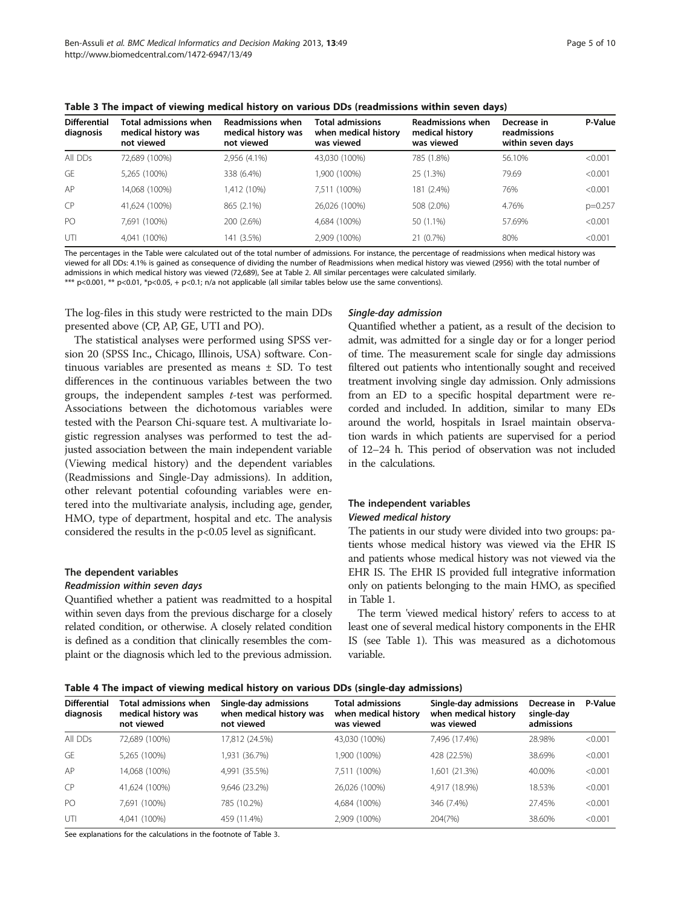**Table 3 The impact of viewing medical history on various DDs (readmissions within seven days)**

| Differential diagnosis | Total admissions when medical history was not viewed | Readmissions when medical history was not viewed | Total admissions when medical history was viewed | Readmissions when medical history was viewed | Decrease in readmissions within seven days | P-Value |
|---|---|---|---|---|---|---|
| All DDs | 72,689 (100%) | 2,956 (4.1%) | 43,030 (100%) | 785 (1.8%) | 56.10% | <0.001 |
| GE | 5,265 (100%) | 338 (6.4%) | 1,900 (100%) | 25 (1.3%) | 79.69 | <0.001 |
| AP | 14,068 (100%) | 1,412 (10%) | 7,511 (100%) | 181 (2.4%) | 76% | <0.001 |
| CP | 41,624 (100%) | 865 (2.1%) | 26,026 (100%) | 508 (2.0%) | 4.76% | p=0.257 |
| PO | 7,691 (100%) | 200 (2.6%) | 4,684 (100%) | 50 (1.1%) | 57.69% | <0.001 |
| UTI | 4,041 (100%) | 141 (3.5%) | 2,909 (100%) | 21 (0.7%) | 80% | <0.001 |

The percentages in the Table were calculated out of the total number of admissions. For instance, the percentage of readmissions when medical history was viewed for all DDs: 4.1% is gained as consequence of dividing the number of Readmissions when medical history was viewed (2956) with the total number of admissions in which medical history was viewed (72,689), See at Table 2. All similar percentages were calculated similarly.
*** p<0.001, ** p<0.01, *p<0.05, + p<0.1; n/a not applicable (all similar tables below use the same conventions).

The log-files in this study were restricted to the main DDs presented above (CP, AP, GE, UTI and PO).

The statistical analyses were performed using SPSS version 20 (SPSS Inc., Chicago, Illinois, USA) software. Continuous variables are presented as means ± SD. To test differences in the continuous variables between the two groups, the independent samples *t*-test was performed. Associations between the dichotomous variables were tested with the Pearson Chi-square test. A multivariate logistic regression analyses was performed to test the adjusted association between the main independent variable (Viewing medical history) and the dependent variables (Readmissions and Single-Day admissions). In addition, other relevant potential cofounding variables were entered into the multivariate analysis, including age, gender, HMO, type of department, hospital and etc. The analysis considered the results in the p<0.05 level as significant.

### The dependent variables

#### *Readmission within seven days*

Quantified whether a patient was readmitted to a hospital within seven days from the previous discharge for a closely related condition, or otherwise. A closely related condition is defined as a condition that clinically resembles the complaint or the diagnosis which led to the previous admission.

#### *Single-day admission*

Quantified whether a patient, as a result of the decision to admit, was admitted for a single day or for a longer period of time. The measurement scale for single day admissions filtered out patients who intentionally sought and received treatment involving single day admission. Only admissions from an ED to a specific hospital department were recorded and included. In addition, similar to many EDs around the world, hospitals in Israel maintain observation wards in which patients are supervised for a period of 12–24 h. This period of observation was not included in the calculations.

### The independent variables

#### *Viewed medical history*

The patients in our study were divided into two groups: patients whose medical history was viewed via the EHR IS and patients whose medical history was not viewed via the EHR IS. The EHR IS provided full integrative information only on patients belonging to the main HMO, as specified in Table 1.

The term 'viewed medical history' refers to access to at least one of several medical history components in the EHR IS (see Table 1). This was measured as a dichotomous variable.

**Table 4 The impact of viewing medical history on various DDs (single-day admissions)**

| Differential diagnosis | Total admissions when medical history was not viewed | Single-day admissions when medical history was not viewed | Total admissions when medical history was viewed | Single-day admissions when medical history was viewed | Decrease in single-day admissions | P-Value |
|---|---|---|---|---|---|---|
| All DDs | 72,689 (100%) | 17,812 (24.5%) | 43,030 (100%) | 7,496 (17.4%) | 28.98% | <0.001 |
| GE | 5,265 (100%) | 1,931 (36.7%) | 1,900 (100%) | 428 (22.5%) | 38.69% | <0.001 |
| AP | 14,068 (100%) | 4,991 (35.5%) | 7,511 (100%) | 1,601 (21.3%) | 40.00% | <0.001 |
| CP | 41,624 (100%) | 9,646 (23.2%) | 26,026 (100%) | 4,917 (18.9%) | 18.53% | <0.001 |
| PO | 7,691 (100%) | 785 (10.2%) | 4,684 (100%) | 346 (7.4%) | 27.45% | <0.001 |
| UTI | 4,041 (100%) | 459 (11.4%) | 2,909 (100%) | 204(7%) | 38.60% | <0.001 |

See explanations for the calculations in the footnote of Table 3.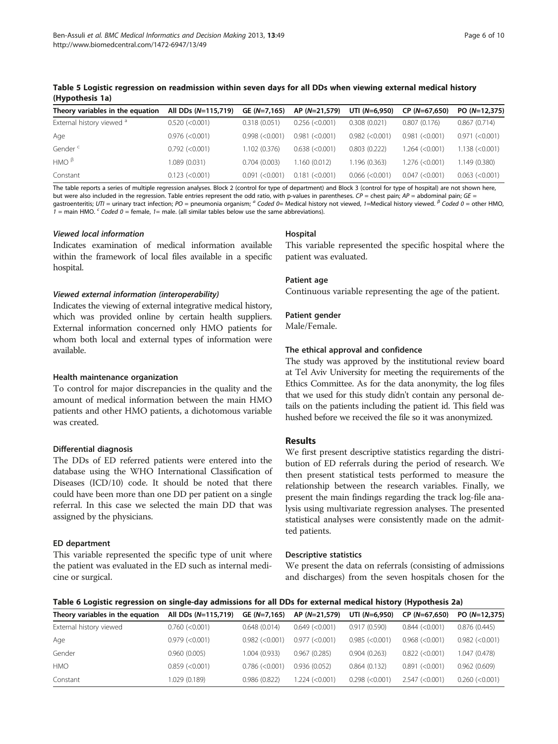**Table 5 Logistic regression on readmission within seven days for all DDs when viewing external medical history (Hypothesis 1a)**

| Theory variables in the equation | All DDs (*N*=115,719) | GE (*N*=7,165) | AP (*N*=21,579) | UTI (*N*=6,950) | CP (*N*=67,650) | PO (*N*=12,375) |
|---|---|---|---|---|---|---|
| External history viewed [a] | 0.520 (<0.001) | 0.318 (0.051) | 0.256 (<0.001) | 0.308 (0.021) | 0.807 (0.176) | 0.867 (0.714) |
| Age | 0.976 (<0.001) | 0.998 (<0.001) | 0.981 (<0.001) | 0.982 (<0.001) | 0.981 (<0.001) | 0.971 (<0.001) |
| Gender [c] | 0.792 (<0.001) | 1.102 (0.376) | 0.638 (<0.001) | 0.803 (0.222) | 1.264 (<0.001) | 1.138 (<0.001) |
| HMO [β] | 1.089 (0.031) | 0.704 (0.003) | 1.160 (0.012) | 1.196 (0.363) | 1.276 (<0.001) | 1.149 (0.380) |
| Constant | 0.123 (<0.001) | 0.091 (<0.001) | 0.181 (<0.001) | 0.066 (<0.001) | 0.047 (<0.001) | 0.063 (<0.001) |

The table reports a series of multiple regression analyses. Block 2 (control for type of department) and Block 3 (control for type of hospital) are not shown here, but were also included in the regression. Table entries represent the odd ratio, with p-values in parentheses. *CP* = chest pain; *AP* = abdominal pain; *GE* = gastroenteritis; *UTI* = urinary tract infection; *PO* = pneumonia organism; [a] *Coded 0*= Medical history not viewed, *1*=Medical history viewed. [β] *Coded 0* = other HMO, *1* = main HMO. [c] *Coded 0* = female, *1*= male. (all similar tables below use the same abbreviations).

#### *Viewed local information*

Indicates examination of medical information available within the framework of local files available in a specific hospital.

#### *Viewed external information (interoperability)*

Indicates the viewing of external integrative medical history, which was provided online by certain health suppliers. External information concerned only HMO patients for whom both local and external types of information were available.

#### Health maintenance organization

To control for major discrepancies in the quality and the amount of medical information between the main HMO patients and other HMO patients, a dichotomous variable was created.

#### Differential diagnosis

The DDs of ED referred patients were entered into the database using the WHO International Classification of Diseases (ICD/10) code. It should be noted that there could have been more than one DD per patient on a single referral. In this case we selected the main DD that was assigned by the physicians.

#### ED department

This variable represented the specific type of unit where the patient was evaluated in the ED such as internal medicine or surgical.

#### Hospital

This variable represented the specific hospital where the patient was evaluated.

#### Patient age

Continuous variable representing the age of the patient.

#### Patient gender

Male/Female.

#### The ethical approval and confidence

The study was approved by the institutional review board at Tel Aviv University for meeting the requirements of the Ethics Committee. As for the data anonymity, the log files that we used for this study didn't contain any personal details on the patients including the patient id. This field was hushed before we received the file so it was anonymized.

## Results

We first present descriptive statistics regarding the distribution of ED referrals during the period of research. We then present statistical tests performed to measure the relationship between the research variables. Finally, we present the main findings regarding the track log-file analysis using multivariate regression analyses. The presented statistical analyses were consistently made on the admitted patients.

### Descriptive statistics

We present the data on referrals (consisting of admissions and discharges) from the seven hospitals chosen for the

**Table 6 Logistic regression on single-day admissions for all DDs for external medical history (Hypothesis 2a)**

| Theory variables in the equation | All DDs (*N*=115,719) | GE (*N*=7,165) | AP (*N*=21,579) | UTI (*N*=6,950) | CP (*N*=67,650) | PO (*N*=12,375) |
|---|---|---|---|---|---|---|
| External history viewed | 0.760 (<0.001) | 0.648 (0.014) | 0.649 (<0.001) | 0.917 (0.590) | 0.844 (<0.001) | 0.876 (0.445) |
| Age | 0.979 (<0.001) | 0.982 (<0.001) | 0.977 (<0.001) | 0.985 (<0.001) | 0.968 (<0.001) | 0.982 (<0.001) |
| Gender | 0.960 (0.005) | 1.004 (0.933) | 0.967 (0.285) | 0.904 (0.263) | 0.822 (<0.001) | 1.047 (0.478) |
| HMO | 0.859 (<0.001) | 0.786 (<0.001) | 0.936 (0.052) | 0.864 (0.132) | 0.891 (<0.001) | 0.962 (0.609) |
| Constant | 1.029 (0.189) | 0.986 (0.822) | 1.224 (<0.001) | 0.298 (<0.001) | 2.547 (<0.001) | 0.260 (<0.001) |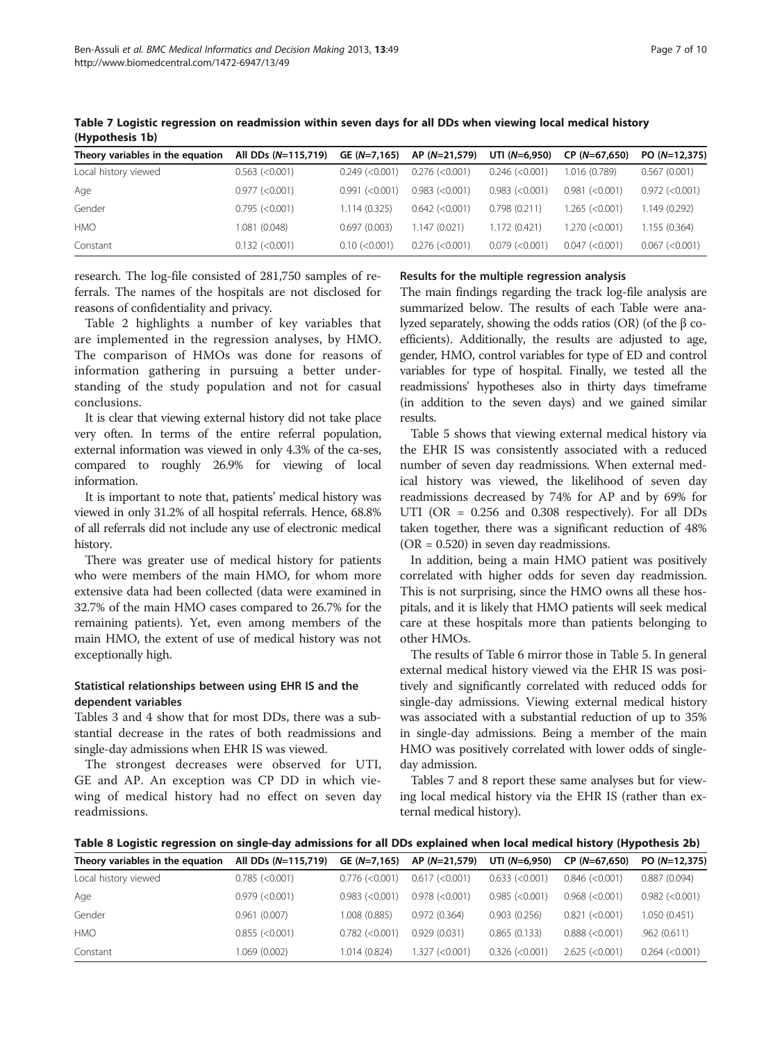**Table 7 Logistic regression on readmission within seven days for all DDs when viewing local medical history (Hypothesis 1b)**

| Theory variables in the equation | All DDs (*N*=115,719) | GE (*N*=7,165) | AP (*N*=21,579) | UTI (*N*=6,950) | CP (*N*=67,650) | PO (*N*=12,375) |
|---|---|---|---|---|---|---|
| Local history viewed | 0.563 (<0.001) | 0.249 (<0.001) | 0.276 (<0.001) | 0.246 (<0.001) | 1.016 (0.789) | 0.567 (0.001) |
| Age | 0.977 (<0.001) | 0.991 (<0.001) | 0.983 (<0.001) | 0.983 (<0.001) | 0.981 (<0.001) | 0.972 (<0.001) |
| Gender | 0.795 (<0.001) | 1.114 (0.325) | 0.642 (<0.001) | 0.798 (0.211) | 1.265 (<0.001) | 1.149 (0.292) |
| HMO | 1.081 (0.048) | 0.697 (0.003) | 1.147 (0.021) | 1.172 (0.421) | 1.270 (<0.001) | 1.155 (0.364) |
| Constant | 0.132 (<0.001) | 0.10 (<0.001) | 0.276 (<0.001) | 0.079 (<0.001) | 0.047 (<0.001) | 0.067 (<0.001) |

research. The log-file consisted of 281,750 samples of referrals. The names of the hospitals are not disclosed for reasons of confidentiality and privacy.

Table 2 highlights a number of key variables that are implemented in the regression analyses, by HMO. The comparison of HMOs was done for reasons of information gathering in pursuing a better understanding of the study population and not for casual conclusions.

It is clear that viewing external history did not take place very often. In terms of the entire referral population, external information was viewed in only 4.3% of the cases, compared to roughly 26.9% for viewing of local information.

It is important to note that, patients' medical history was viewed in only 31.2% of all hospital referrals. Hence, 68.8% of all referrals did not include any use of electronic medical history.

There was greater use of medical history for patients who were members of the main HMO, for whom more extensive data had been collected (data were examined in 32.7% of the main HMO cases compared to 26.7% for the remaining patients). Yet, even among members of the main HMO, the extent of use of medical history was not exceptionally high.

### Statistical relationships between using EHR IS and the dependent variables

Tables 3 and 4 show that for most DDs, there was a substantial decrease in the rates of both readmissions and single-day admissions when EHR IS was viewed.

The strongest decreases were observed for UTI, GE and AP. An exception was CP DD in which viewing of medical history had no effect on seven day readmissions.

### Results for the multiple regression analysis

The main findings regarding the track log-file analysis are summarized below. The results of each Table were analyzed separately, showing the odds ratios (OR) (of the β coefficients). Additionally, the results are adjusted to age, gender, HMO, control variables for type of ED and control variables for type of hospital. Finally, we tested all the readmissions' hypotheses also in thirty days timeframe (in addition to the seven days) and we gained similar results.

Table 5 shows that viewing external medical history via the EHR IS was consistently associated with a reduced number of seven day readmissions. When external medical history was viewed, the likelihood of seven day readmissions decreased by 74% for AP and by 69% for UTI (OR = 0.256 and 0.308 respectively). For all DDs taken together, there was a significant reduction of 48% (OR = 0.520) in seven day readmissions.

In addition, being a main HMO patient was positively correlated with higher odds for seven day readmission. This is not surprising, since the HMO owns all these hospitals, and it is likely that HMO patients will seek medical care at these hospitals more than patients belonging to other HMOs.

The results of Table 6 mirror those in Table 5. In general external medical history viewed via the EHR IS was positively and significantly correlated with reduced odds for single-day admissions. Viewing external medical history was associated with a substantial reduction of up to 35% in single-day admissions. Being a member of the main HMO was positively correlated with lower odds of single-day admission.

Tables 7 and 8 report these same analyses but for viewing local medical history via the EHR IS (rather than external medical history).

**Table 8 Logistic regression on single-day admissions for all DDs explained when local medical history (Hypothesis 2b)**

| Theory variables in the equation | All DDs (*N*=115,719) | GE (*N*=7,165) | AP (*N*=21,579) | UTI (*N*=6,950) | CP (*N*=67,650) | PO (*N*=12,375) |
|---|---|---|---|---|---|---|
| Local history viewed | 0.785 (<0.001) | 0.776 (<0.001) | 0.617 (<0.001) | 0.633 (<0.001) | 0.846 (<0.001) | 0.887 (0.094) |
| Age | 0.979 (<0.001) | 0.983 (<0.001) | 0.978 (<0.001) | 0.985 (<0.001) | 0.968 (<0.001) | 0.982 (<0.001) |
| Gender | 0.961 (0.007) | 1.008 (0.885) | 0.972 (0.364) | 0.903 (0.256) | 0.821 (<0.001) | 1.050 (0.451) |
| HMO | 0.855 (<0.001) | 0.782 (<0.001) | 0.929 (0.031) | 0.865 (0.133) | 0.888 (<0.001) | .962 (0.611) |
| Constant | 1.069 (0.002) | 1.014 (0.824) | 1.327 (<0.001) | 0.326 (<0.001) | 2.625 (<0.001) | 0.264 (<0.001) |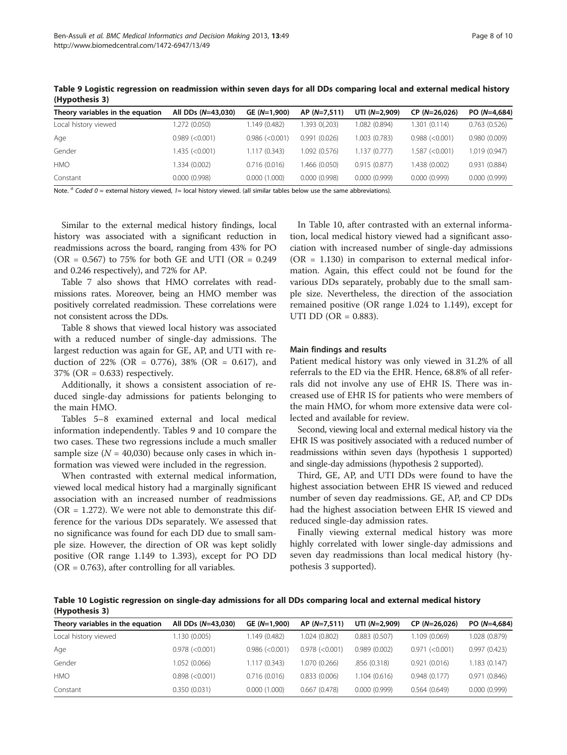**Table 9 Logistic regression on readmission within seven days for all DDs comparing local and external medical history (Hypothesis 3)**

| Theory variables in the equation | All DDs (*N*=43,030) | GE (*N*=1,900) | AP (*N*=7,511) | UTI (*N*=2,909) | CP (*N*=26,026) | PO (*N*=4,684) |
|---|---|---|---|---|---|---|
| Local history viewed | 1.272 (0.050) | 1.149 (0.482) | 1.393 0(.203) | 1.082 (0.894) | 1.301 (0.114) | 0.763 (0.526) |
| Age | 0.989 (<0.001) | 0.986 (<0.001) | 0.991 (0.026) | 1.003 (0.783) | 0.988 (<0.001) | 0.980 (0.009) |
| Gender | 1.435 (<0.001) | 1.117 (0.343) | 1.092 (0.576) | 1.137 (0.777) | 1.587 (<0.001) | 1.019 (0.947) |
| HMO | 1.334 (0.002) | 0.716 (0.016) | 1.466 (0.050) | 0.915 (0.877) | 1.438 (0.002) | 0.931 (0.884) |
| Constant | 0.000 (0.998) | 0.000 (1.000) | 0.000 (0.998) | 0.000 (0.999) | 0.000 (0.999) | 0.000 (0.999) |

Note. [a] *Coded 0* = external history viewed, *1*= local history viewed. (all similar tables below use the same abbreviations).

Similar to the external medical history findings, local history was associated with a significant reduction in readmissions across the board, ranging from 43% for PO (OR = 0.567) to 75% for both GE and UTI (OR = 0.249 and 0.246 respectively), and 72% for AP.

Table 7 also shows that HMO correlates with readmissions rates. Moreover, being an HMO member was positively correlated readmission. These correlations were not consistent across the DDs.

Table 8 shows that viewed local history was associated with a reduced number of single-day admissions. The largest reduction was again for GE, AP, and UTI with reduction of 22% (OR = 0.776), 38% (OR = 0.617), and 37% (OR = 0.633) respectively.

Additionally, it shows a consistent association of reduced single-day admissions for patients belonging to the main HMO.

Tables 5–8 examined external and local medical information independently. Tables 9 and 10 compare the two cases. These two regressions include a much smaller sample size (*N* = 40,030) because only cases in which information was viewed were included in the regression.

When contrasted with external medical information, viewed local medical history had a marginally significant association with an increased number of readmissions (OR = 1.272). We were not able to demonstrate this difference for the various DDs separately. We assessed that no significance was found for each DD due to small sample size. However, the direction of OR was kept solidly positive (OR range 1.149 to 1.393), except for PO DD (OR = 0.763), after controlling for all variables.

In Table 10, after contrasted with an external information, local medical history viewed had a significant association with increased number of single-day admissions (OR = 1.130) in comparison to external medical information. Again, this effect could not be found for the various DDs separately, probably due to the small sample size. Nevertheless, the direction of the association remained positive (OR range 1.024 to 1.149), except for UTI DD (OR = 0.883).

#### Main findings and results

Patient medical history was only viewed in 31.2% of all referrals to the ED via the EHR. Hence, 68.8% of all referrals did not involve any use of EHR IS. There was increased use of EHR IS for patients who were members of the main HMO, for whom more extensive data were collected and available for review.

Second, viewing local and external medical history via the EHR IS was positively associated with a reduced number of readmissions within seven days (hypothesis 1 supported) and single-day admissions (hypothesis 2 supported).

Third, GE, AP, and UTI DDs were found to have the highest association between EHR IS viewed and reduced number of seven day readmissions. GE, AP, and CP DDs had the highest association between EHR IS viewed and reduced single-day admission rates.

Finally viewing external medical history was more highly correlated with lower single-day admissions and seven day readmissions than local medical history (hypothesis 3 supported).

**Table 10 Logistic regression on single-day admissions for all DDs comparing local and external medical history (Hypothesis 3)**

| Theory variables in the equation | All DDs (*N*=43,030) | GE (*N*=1,900) | AP (*N*=7,511) | UTI (*N*=2,909) | CP (*N*=26,026) | PO (*N*=4,684) |
|---|---|---|---|---|---|---|
| Local history viewed | 1.130 (0.005) | 1.149 (0.482) | 1.024 (0.802) | 0.883 (0.507) | 1.109 (0.069) | 1.028 (0.879) |
| Age | 0.978 (<0.001) | 0.986 (<0.001) | 0.978 (<0.001) | 0.989 (0.002) | 0.971 (<0.001) | 0.997 (0.423) |
| Gender | 1.052 (0.066) | 1.117 (0.343) | 1.070 (0.266) | .856 (0.318) | 0.921 (0.016) | 1.183 (0.147) |
| HMO | 0.898 (<0.001) | 0.716 (0.016) | 0.833 (0.006) | 1.104 (0.616) | 0.948 (0.177) | 0.971 (0.846) |
| Constant | 0.350 (0.031) | 0.000 (1.000) | 0.667 (0.478) | 0.000 (0.999) | 0.564 (0.649) | 0.000 (0.999) |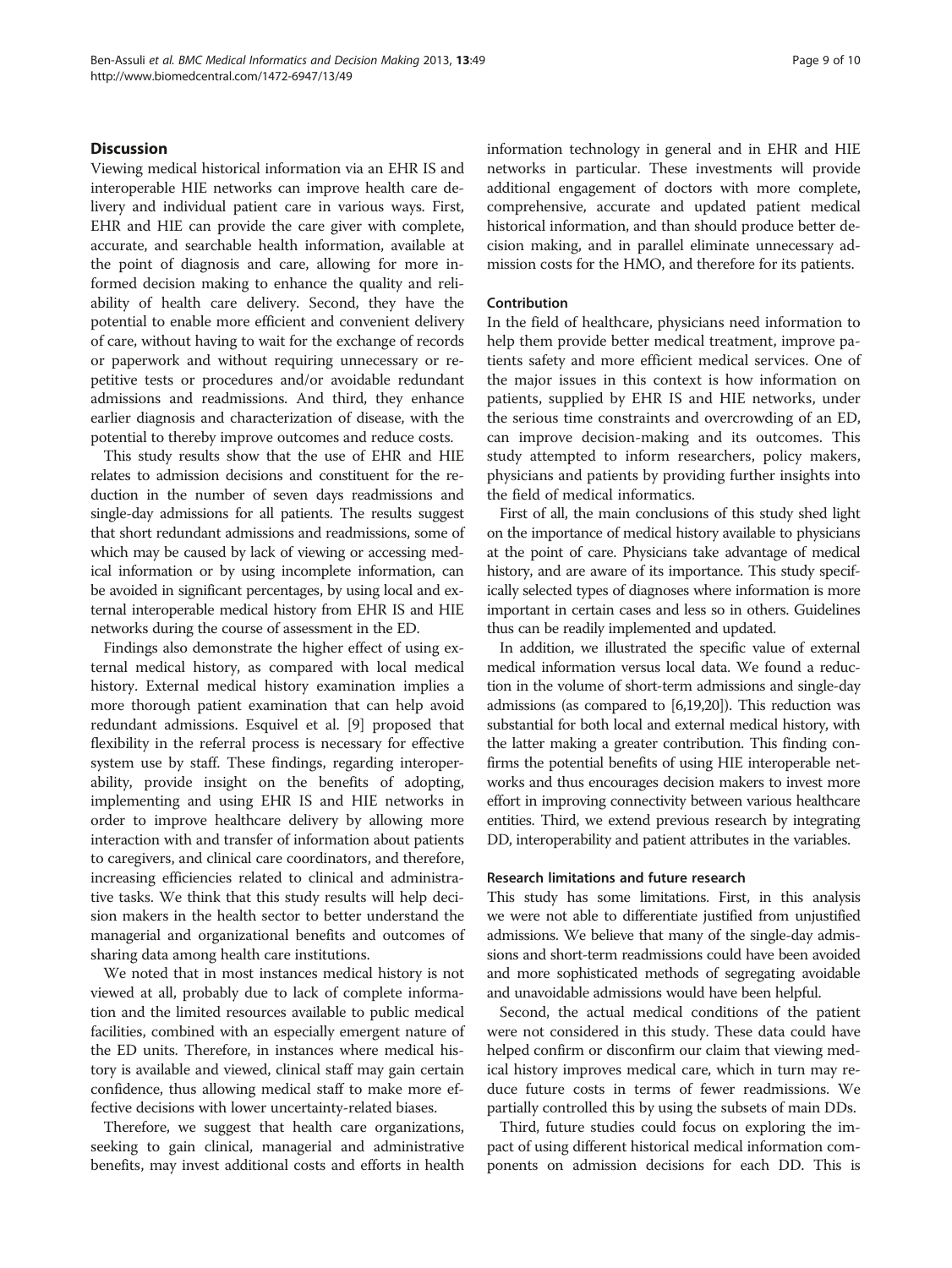## Discussion

Viewing medical historical information via an EHR IS and interoperable HIE networks can improve health care delivery and individual patient care in various ways. First, EHR and HIE can provide the care giver with complete, accurate, and searchable health information, available at the point of diagnosis and care, allowing for more informed decision making to enhance the quality and reliability of health care delivery. Second, they have the potential to enable more efficient and convenient delivery of care, without having to wait for the exchange of records or paperwork and without requiring unnecessary or repetitive tests or procedures and/or avoidable redundant admissions and readmissions. And third, they enhance earlier diagnosis and characterization of disease, with the potential to thereby improve outcomes and reduce costs.

This study results show that the use of EHR and HIE relates to admission decisions and constituent for the reduction in the number of seven days readmissions and single-day admissions for all patients. The results suggest that short redundant admissions and readmissions, some of which may be caused by lack of viewing or accessing medical information or by using incomplete information, can be avoided in significant percentages, by using local and external interoperable medical history from EHR IS and HIE networks during the course of assessment in the ED.

Findings also demonstrate the higher effect of using external medical history, as compared with local medical history. External medical history examination implies a more thorough patient examination that can help avoid redundant admissions. Esquivel et al. [9] proposed that flexibility in the referral process is necessary for effective system use by staff. These findings, regarding interoperability, provide insight on the benefits of adopting, implementing and using EHR IS and HIE networks in order to improve healthcare delivery by allowing more interaction with and transfer of information about patients to caregivers, and clinical care coordinators, and therefore, increasing efficiencies related to clinical and administrative tasks. We think that this study results will help decision makers in the health sector to better understand the managerial and organizational benefits and outcomes of sharing data among health care institutions.

We noted that in most instances medical history is not viewed at all, probably due to lack of complete information and the limited resources available to public medical facilities, combined with an especially emergent nature of the ED units. Therefore, in instances where medical history is available and viewed, clinical staff may gain certain confidence, thus allowing medical staff to make more effective decisions with lower uncertainty-related biases.

Therefore, we suggest that health care organizations, seeking to gain clinical, managerial and administrative benefits, may invest additional costs and efforts in health information technology in general and in EHR and HIE networks in particular. These investments will provide additional engagement of doctors with more complete, comprehensive, accurate and updated patient medical historical information, and than should produce better decision making, and in parallel eliminate unnecessary admission costs for the HMO, and therefore for its patients.

### Contribution

In the field of healthcare, physicians need information to help them provide better medical treatment, improve patients safety and more efficient medical services. One of the major issues in this context is how information on patients, supplied by EHR IS and HIE networks, under the serious time constraints and overcrowding of an ED, can improve decision-making and its outcomes. This study attempted to inform researchers, policy makers, physicians and patients by providing further insights into the field of medical informatics.

First of all, the main conclusions of this study shed light on the importance of medical history available to physicians at the point of care. Physicians take advantage of medical history, and are aware of its importance. This study specifically selected types of diagnoses where information is more important in certain cases and less so in others. Guidelines thus can be readily implemented and updated.

In addition, we illustrated the specific value of external medical information versus local data. We found a reduction in the volume of short-term admissions and single-day admissions (as compared to [6,19,20]). This reduction was substantial for both local and external medical history, with the latter making a greater contribution. This finding confirms the potential benefits of using HIE interoperable networks and thus encourages decision makers to invest more effort in improving connectivity between various healthcare entities. Third, we extend previous research by integrating DD, interoperability and patient attributes in the variables.

### Research limitations and future research

This study has some limitations. First, in this analysis we were not able to differentiate justified from unjustified admissions. We believe that many of the single-day admissions and short-term readmissions could have been avoided and more sophisticated methods of segregating avoidable and unavoidable admissions would have been helpful.

Second, the actual medical conditions of the patient were not considered in this study. These data could have helped confirm or disconfirm our claim that viewing medical history improves medical care, which in turn may reduce future costs in terms of fewer readmissions. We partially controlled this by using the subsets of main DDs.

Third, future studies could focus on exploring the impact of using different historical medical information components on admission decisions for each DD. This is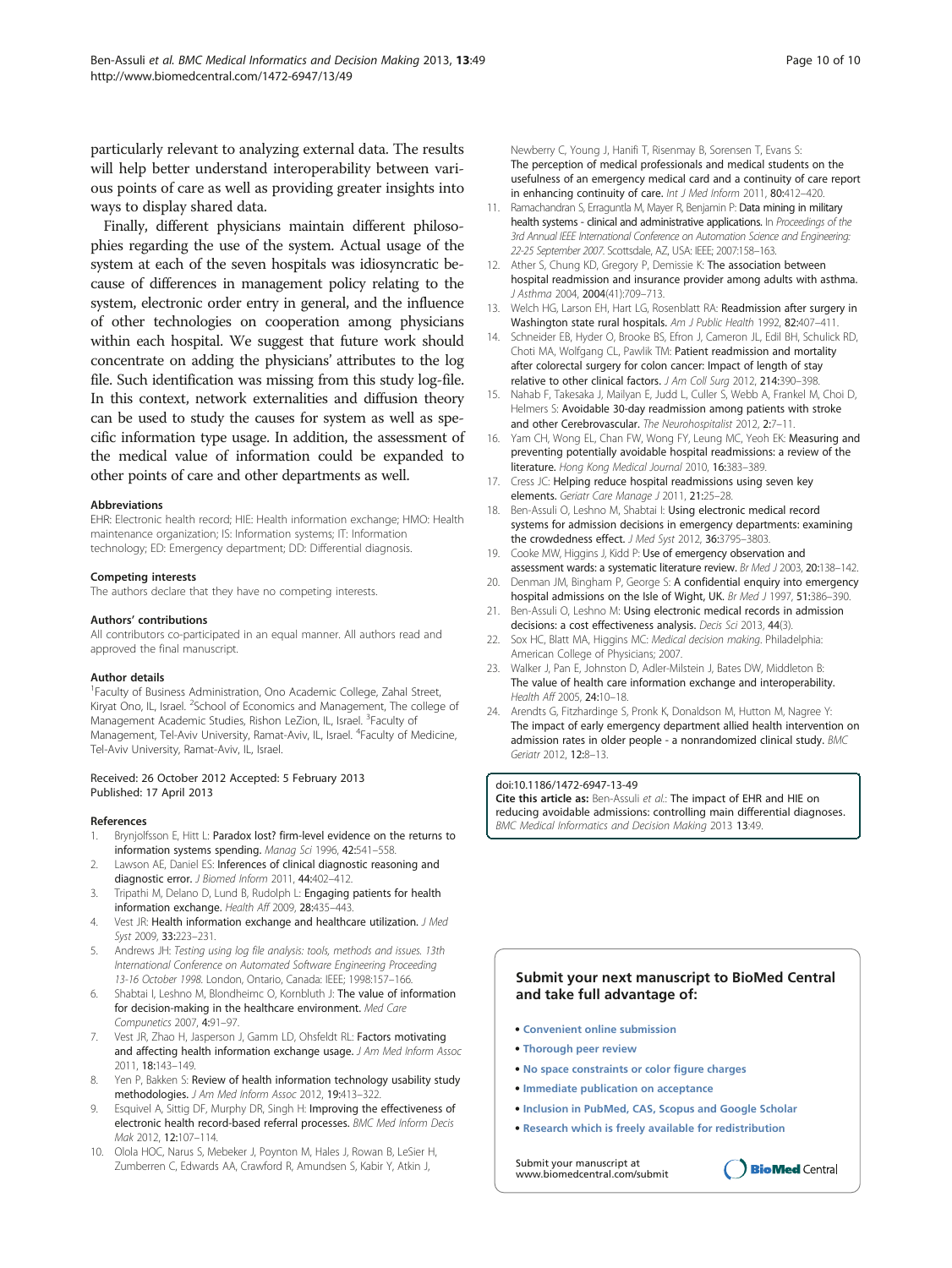particularly relevant to analyzing external data. The results will help better understand interoperability between various points of care as well as providing greater insights into ways to display shared data.

Finally, different physicians maintain different philosophies regarding the use of the system. Actual usage of the system at each of the seven hospitals was idiosyncratic because of differences in management policy relating to the system, electronic order entry in general, and the influence of other technologies on cooperation among physicians within each hospital. We suggest that future work should concentrate on adding the physicians' attributes to the log file. Such identification was missing from this study log-file. In this context, network externalities and diffusion theory can be used to study the causes for system as well as specific information type usage. In addition, the assessment of the medical value of information could be expanded to other points of care and other departments as well.

#### Abbreviations

EHR: Electronic health record; HIE: Health information exchange; HMO: Health maintenance organization; IS: Information systems; IT: Information technology; ED: Emergency department; DD: Differential diagnosis.

#### Competing interests

The authors declare that they have no competing interests.

#### Authors' contributions

All contributors co-participated in an equal manner. All authors read and approved the final manuscript.

#### Author details

[1]Faculty of Business Administration, Ono Academic College, Zahal Street, Kiryat Ono, IL, Israel. [2]School of Economics and Management, The college of Management Academic Studies, Rishon LeZion, IL, Israel. [3]Faculty of Management, Tel-Aviv University, Ramat-Aviv, IL, Israel. [4]Faculty of Medicine, Tel-Aviv University, Ramat-Aviv, IL, Israel.

Received: 26 October 2012 Accepted: 5 February 2013
Published: 17 April 2013

#### References

1. Brynjolfsson E, Hitt L: **Paradox lost? firm-level evidence on the returns to information systems spending.** *Manag Sci* 1996, **42**:541–558.
2. Lawson AE, Daniel ES: **Inferences of clinical diagnostic reasoning and diagnostic error.** *J Biomed Inform* 2011, **44**:402–412.
3. Tripathi M, Delano D, Lund B, Rudolph L: **Engaging patients for health information exchange.** *Health Aff* 2009, **28**:435–443.
4. Vest JR: **Health information exchange and healthcare utilization.** *J Med Syst* 2009, **33**:223–231.
5. Andrews JH: *Testing using log file analysis: tools, methods and issues. 13th International Conference on Automated Software Engineering Proceeding 13-16 October 1998.* London, Ontario, Canada: IEEE; 1998:157–166.
6. Shabtai I, Leshno M, Blondheimc O, Kornbluth J: **The value of information for decision-making in the healthcare environment.** *Med Care Compunetics* 2007, **4**:91–97.
7. Vest JR, Zhao H, Jasperson J, Gamm LD, Ohsfeldt RL: **Factors motivating and affecting health information exchange usage.** *J Am Med Inform Assoc* 2011, **18**:143–149.
8. Yen P, Bakken S: **Review of health information technology usability study methodologies.** *J Am Med Inform Assoc* 2012, **19**:413–322.
9. Esquivel A, Sittig DF, Murphy DR, Singh H: **Improving the effectiveness of electronic health record-based referral processes.** *BMC Med Inform Decis Mak* 2012, **12**:107–114.
10. Olola HOC, Narus S, Mebeker J, Poynton M, Hales J, Rowan B, LeSier H, Zumberren C, Edwards AA, Crawford R, Amundsen S, Kabir Y, Atkin J, Newberry C, Young J, Hanifi T, Risenmay B, Sorensen T, Evans S: **The perception of medical professionals and medical students on the usefulness of an emergency medical card and a continuity of care report in enhancing continuity of care.** *Int J Med Inform* 2011, **80**:412–420.
11. Ramachandran S, Erraguntla M, Mayer R, Benjamin P: **Data mining in military health systems - clinical and administrative applications.** In *Proceedings of the 3rd Annual IEEE International Conference on Automation Science and Engineering: 22-25 September 2007.* Scottsdale, AZ, USA: IEEE; 2007:158–163.
12. Ather S, Chung KD, Gregory P, Demissie K: **The association between hospital readmission and insurance provider among adults with asthma.** *J Asthma* 2004, **2004**(41):709–713.
13. Welch HG, Larson EH, Hart LG, Rosenblatt RA: **Readmission after surgery in Washington state rural hospitals.** *Am J Public Health* 1992, **82**:407–411.
14. Schneider EB, Hyder O, Brooke BS, Efron J, Cameron JL, Edil BH, Schulick RD, Choti MA, Wolfgang CL, Pawlik TM: **Patient readmission and mortality after colorectal surgery for colon cancer: Impact of length of stay relative to other clinical factors.** *J Am Coll Surg* 2012, **214**:390–398.
15. Nahab F, Takesaka J, Mailyan E, Judd L, Culler S, Webb A, Frankel M, Choi D, Helmers S: **Avoidable 30-day readmission among patients with stroke and other Cerebrovascular.** *The Neurohospitalist* 2012, **2**:7–11.
16. Yam CH, Wong EL, Chan FW, Wong FY, Leung MC, Yeoh EK: **Measuring and preventing potentially avoidable hospital readmissions: a review of the literature.** *Hong Kong Medical Journal* 2010, **16**:383–389.
17. Cress JC: **Helping reduce hospital readmissions using seven key elements.** *Geriatr Care Manage J* 2011, **21**:25–28.
18. Ben-Assuli O, Leshno M, Shabtai I: **Using electronic medical record systems for admission decisions in emergency departments: examining the crowdedness effect.** *J Med Syst* 2012, **36**:3795–3803.
19. Cooke MW, Higgins J, Kidd P: **Use of emergency observation and assessment wards: a systematic literature review.** *Br Med J* 2003, **20**:138–142.
20. Denman JM, Bingham P, George S: **A confidential enquiry into emergency hospital admissions on the Isle of Wight, UK.** *Br Med J* 1997, **51**:386–390.
21. Ben-Assuli O, Leshno M: **Using electronic medical records in admission decisions: a cost effectiveness analysis.** *Decis Sci* 2013, **44**(3).
22. Sox HC, Blatt MA, Higgins MC: *Medical decision making.* Philadelphia: American College of Physicians; 2007.
23. Walker J, Pan E, Johnston D, Adler-Milstein J, Bates DW, Middleton B: **The value of health care information exchange and interoperability.** *Health Aff* 2005, **24**:10–18.
24. Arendts G, Fitzhardinge S, Pronk K, Donaldson M, Hutton M, Nagree Y: **The impact of early emergency department allied health intervention on admission rates in older people - a nonrandomized clinical study.** *BMC Geriatr* 2012, **12**:8–13.

doi:10.1186/1472-6947-13-49
**Cite this article as:** Ben-Assuli *et al.*: The impact of EHR and HIE on reducing avoidable admissions: controlling main differential diagnoses. *BMC Medical Informatics and Decision Making* 2013 **13**:49.

**Submit your next manuscript to BioMed Central and take full advantage of:**

- **Convenient online submission**
- **Thorough peer review**
- **No space constraints or color figure charges**
- **Immediate publication on acceptance**
- **Inclusion in PubMed, CAS, Scopus and Google Scholar**
- **Research which is freely available for redistribution**

Submit your manuscript at
www.biomedcentral.com/submit

BioMed Central